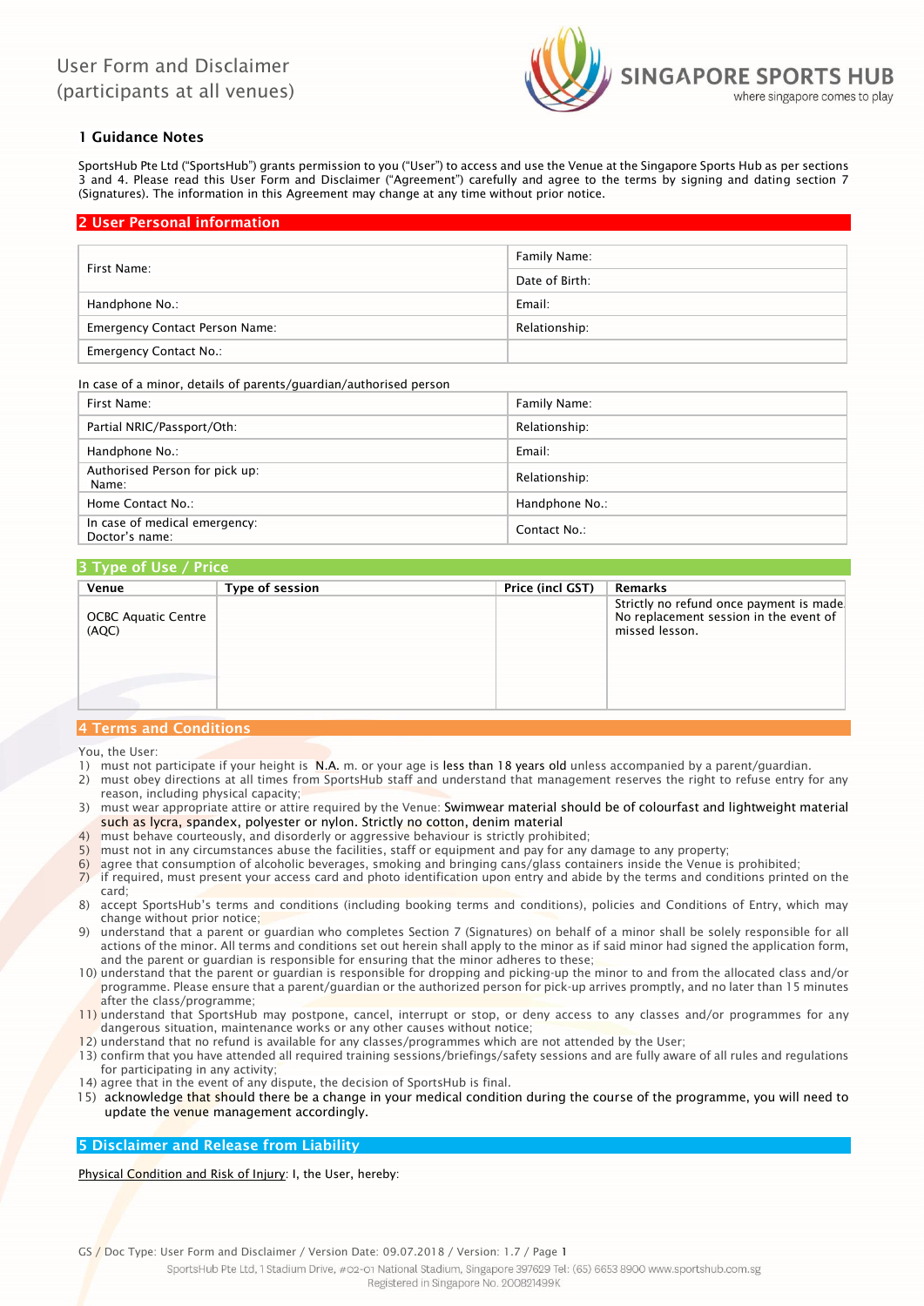# User Form and Disclaimer (participants at all venues)

SINGAPORE SPORTS HUB
where singapore comes to play

## 1 Guidance Notes

SportsHub Pte Ltd ("SportsHub") grants permission to you ("User") to access and use the Venue at the Singapore Sports Hub as per sections 3 and 4. Please read this User Form and Disclaimer ("Agreement") carefully and agree to the terms by signing and dating section 7 (Signatures). The information in this Agreement may change at any time without prior notice.

## 2 User Personal information

| | |
|---|---|
| First Name: | Family Name: |
| | Date of Birth: |
| Handphone No.: | Email: |
| Emergency Contact Person Name: | Relationship: |
| Emergency Contact No.: | |

In case of a minor, details of parents/guardian/authorised person

| | |
|---|---|
| First Name: | Family Name: |
| Partial NRIC/Passport/Oth: | Relationship: |
| Handphone No.: | Email: |
| Authorised Person for pick up:<br>Name: | Relationship: |
| Home Contact No.: | Handphone No.: |
| In case of medical emergency:<br>Doctor's name: | Contact No.: |

## 3 Type of Use / Price

| Venue | Type of session | Price (incl GST) | Remarks |
|---|---|---|---|
| OCBC Aquatic Centre (AQC) | | | Strictly no refund once payment is made. No replacement session in the event of missed lesson. |

## 4 Terms and Conditions

You, the User:

1) must not participate if your height is N.A. m. or your age is less than 18 years old unless accompanied by a parent/guardian.
2) must obey directions at all times from SportsHub staff and understand that management reserves the right to refuse entry for any reason, including physical capacity;
3) must wear appropriate attire or attire required by the Venue: Swimwear material should be of colourfast and lightweight material such as lycra, spandex, polyester or nylon. Strictly no cotton, denim material
4) must behave courteously, and disorderly or aggressive behaviour is strictly prohibited;
5) must not in any circumstances abuse the facilities, staff or equipment and pay for any damage to any property;
6) agree that consumption of alcoholic beverages, smoking and bringing cans/glass containers inside the Venue is prohibited;
7) if required, must present your access card and photo identification upon entry and abide by the terms and conditions printed on the card;
8) accept SportsHub's terms and conditions (including booking terms and conditions), policies and Conditions of Entry, which may change without prior notice;
9) understand that a parent or guardian who completes Section 7 (Signatures) on behalf of a minor shall be solely responsible for all actions of the minor. All terms and conditions set out herein shall apply to the minor as if said minor had signed the application form, and the parent or guardian is responsible for ensuring that the minor adheres to these;
10) understand that the parent or guardian is responsible for dropping and picking-up the minor to and from the allocated class and/or programme. Please ensure that a parent/guardian or the authorized person for pick-up arrives promptly, and no later than 15 minutes after the class/programme;
11) understand that SportsHub may postpone, cancel, interrupt or stop, or deny access to any classes and/or programmes for any dangerous situation, maintenance works or any other causes without notice;
12) understand that no refund is available for any classes/programmes which are not attended by the User;
13) confirm that you have attended all required training sessions/briefings/safety sessions and are fully aware of all rules and regulations for participating in any activity;
14) agree that in the event of any dispute, the decision of SportsHub is final.
15) acknowledge that should there be a change in your medical condition during the course of the programme, you will need to update the venue management accordingly.

## 5 Disclaimer and Release from Liability

Physical Condition and Risk of Injury: I, the User, hereby:

GS / Doc Type: User Form and Disclaimer / Version Date: 09.07.2018 / Version: 1.7

SportsHub Pte Ltd, 1 Stadium Drive, #02-01 National Stadium, Singapore 397629 Tel: (65) 6653 8900 www.sportshub.com.sg
Registered in Singapore No. 200821499K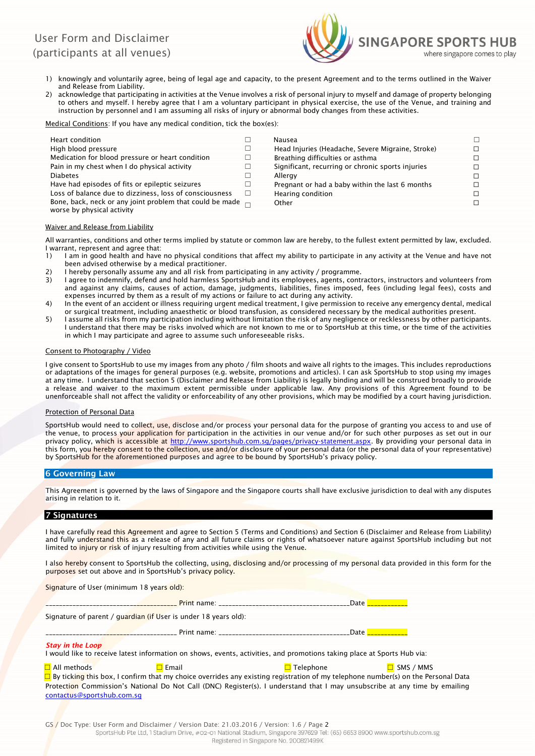# User Form and Disclaimer (participants at all venues)

1) knowingly and voluntarily agree, being of legal age and capacity, to the present Agreement and to the terms outlined in the Waiver and Release from Liability.
2) acknowledge that participating in activities at the Venue involves a risk of personal injury to myself and damage of property belonging to others and myself. I hereby agree that I am a voluntary participant in physical exercise, the use of the Venue, and training and instruction by personnel and I am assuming all risks of injury or abnormal body changes from these activities.

Medical Conditions: If you have any medical condition, tick the box(es):

| | | | |
|---|---|---|---|
| Heart condition | ☐ | Nausea | ☐ |
| High blood pressure | ☐ | Head Injuries (Headache, Severe Migraine, Stroke) | ☐ |
| Medication for blood pressure or heart condition | ☐ | Breathing difficulties or asthma | ☐ |
| Pain in my chest when I do physical activity | ☐ | Significant, recurring or chronic sports injuries | ☐ |
| Diabetes | ☐ | Allergy | ☐ |
| Have had episodes of fits or epileptic seizures | ☐ | Pregnant or had a baby within the last 6 months | ☐ |
| Loss of balance due to dizziness, loss of consciousness | ☐ | Hearing condition | ☐ |
| Bone, back, neck or any joint problem that could be made worse by physical activity | ☐ | Other | ☐ |

Waiver and Release from Liability

All warranties, conditions and other terms implied by statute or common law are hereby, to the fullest extent permitted by law, excluded. I warrant, represent and agree that:

1) I am in good health and have no physical conditions that affect my ability to participate in any activity at the Venue and have not been advised otherwise by a medical practitioner.
2) I hereby personally assume any and all risk from participating in any activity / programme.
3) I agree to indemnify, defend and hold harmless SportsHub and its employees, agents, contractors, instructors and volunteers from and against any claims, causes of action, damage, judgments, liabilities, fines imposed, fees (including legal fees), costs and expenses incurred by them as a result of my actions or failure to act during any activity.
4) In the event of an accident or illness requiring urgent medical treatment, I give permission to receive any emergency dental, medical or surgical treatment, including anaesthetic or blood transfusion, as considered necessary by the medical authorities present.
5) I assume all risks from my participation including without limitation the risk of any negligence or recklessness by other participants. I understand that there may be risks involved which are not known to me or to SportsHub at this time, or the time of the activities in which I may participate and agree to assume such unforeseeable risks.

Consent to Photography / Video

I give consent to SportsHub to use my images from any photo / film shoots and waive all rights to the images. This includes reproductions or adaptations of the images for general purposes (e.g. website, promotions and articles). I can ask SportsHub to stop using my images at any time. I understand that section 5 (Disclaimer and Release from Liability) is legally binding and will be construed broadly to provide a release and waiver to the maximum extent permissible under applicable law. Any provisions of this Agreement found to be unenforceable shall not affect the validity or enforceability of any other provisions, which may be modified by a court having jurisdiction.

Protection of Personal Data

SportsHub would need to collect, use, disclose and/or process your personal data for the purpose of granting you access to and use of the venue, to process your application for participation in the activities in our venue and/or for such other purposes as set out in our privacy policy, which is accessible at http://www.sportshub.com.sg/pages/privacy-statement.aspx. By providing your personal data in this form, you hereby consent to the collection, use and/or disclosure of your personal data (or the personal data of your representative) by SportsHub for the aforementioned purposes and agree to be bound by SportsHub's privacy policy.

## 6 Governing Law

This Agreement is governed by the laws of Singapore and the Singapore courts shall have exclusive jurisdiction to deal with any disputes arising in relation to it.

## 7 Signatures

I have carefully read this Agreement and agree to Section 5 (Terms and Conditions) and Section 6 (Disclaimer and Release from Liability) and fully understand this as a release of any and all future claims or rights of whatsoever nature against SportsHub including but not limited to injury or risk of injury resulting from activities while using the Venue.

I also hereby consent to SportsHub the collecting, using, disclosing and/or processing of my personal data provided in this form for the purposes set out above and in SportsHub's privacy policy.

Signature of User (minimum 18 years old):

_____________________________________ Print name: _____________________________________Date ___________

Signature of parent / guardian (if User is under 18 years old):

_____________________________________ Print name: _____________________________________Date ___________

***Stay in the Loop***

I would like to receive latest information on shows, events, activities, and promotions taking place at Sports Hub via:

☐ All methods ☐ Email ☐ Telephone ☐ SMS / MMS

☐ By ticking this box, I confirm that my choice overrides any existing registration of my telephone number(s) on the Personal Data Protection Commission's National Do Not Call (DNC) Register(s). I understand that I may unsubscribe at any time by emailing contactus@sportshub.com.sg

GS / Doc Type: User Form and Disclaimer / Version Date: 21.03.2016 / Version: 1.6